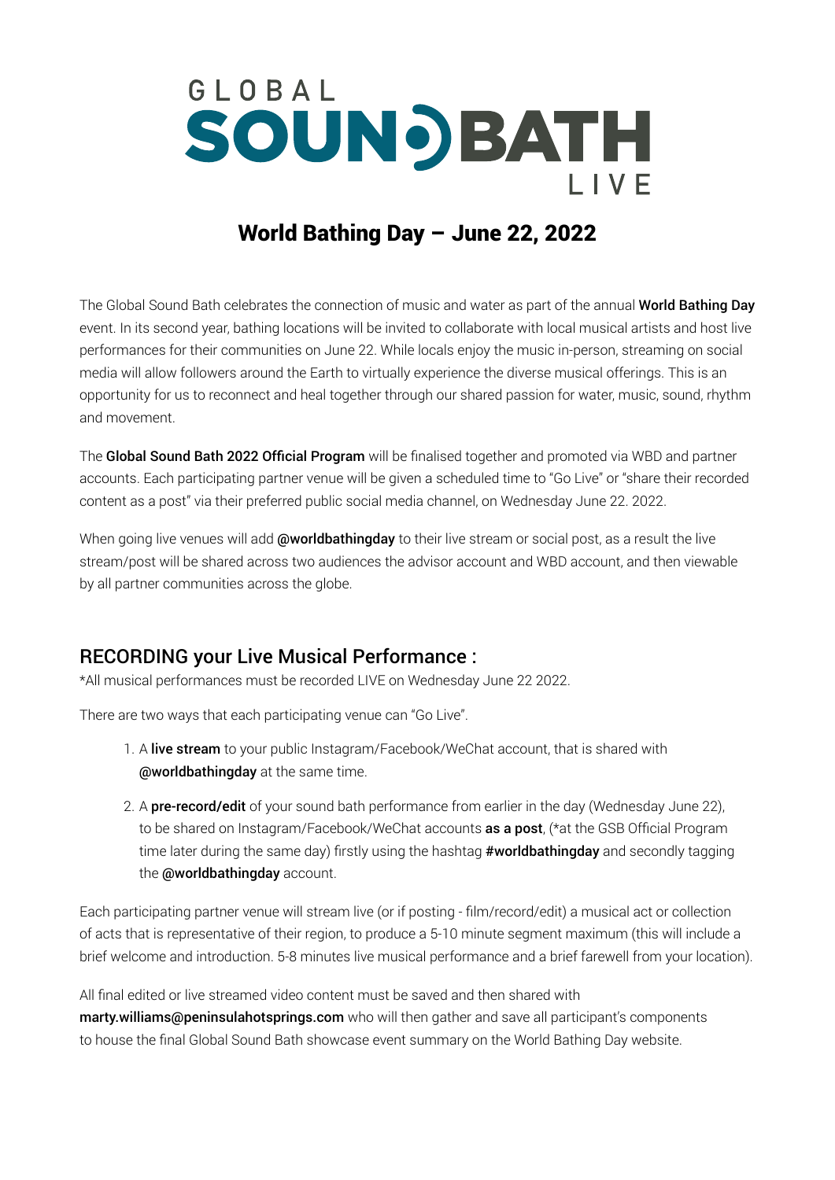# GLOBAL SOUND BATH LIVE

## World Bathing Day – June 22, 2022

The Global Sound Bath celebrates the connection of music and water as part of the annual **World Bathing Day** event. In its second year, bathing locations will be invited to collaborate with local musical artists and host live performances for their communities on June 22. While locals enjoy the music in-person, streaming on social media will allow followers around the Earth to virtually experience the diverse musical offerings. This is an opportunity for us to reconnect and heal together through our shared passion for water, music, sound, rhythm and movement.

The **Global Sound Bath 2022 Official Program** will be finalised together and promoted via WBD and partner accounts. Each participating partner venue will be given a scheduled time to "Go Live" or "share their recorded content as a post" via their preferred public social media channel, on Wednesday June 22. 2022.

When going live venues will add **@worldbathingday** to their live stream or social post, as a result the live stream/post will be shared across two audiences the advisor account and WBD account, and then viewable by all partner communities across the globe.

## RECORDING your Live Musical Performance :

*All musical performances must be recorded LIVE on Wednesday June 22 2022.

There are two ways that each participating venue can "Go Live".

1. A **live stream** to your public Instagram/Facebook/WeChat account, that is shared with **@worldbathingday** at the same time.
2. A **pre-record/edit** of your sound bath performance from earlier in the day (Wednesday June 22), to be shared on Instagram/Facebook/WeChat accounts **as a post**, (*at the GSB Official Program time later during the same day) firstly using the hashtag **#worldbathingday** and secondly tagging the **@worldbathingday** account.

Each participating partner venue will stream live (or if posting - film/record/edit) a musical act or collection of acts that is representative of their region, to produce a 5-10 minute segment maximum (this will include a brief welcome and introduction. 5-8 minutes live musical performance and a brief farewell from your location).

All final edited or live streamed video content must be saved and then shared with **marty.williams@peninsulahotsprings.com** who will then gather and save all participant's components to house the final Global Sound Bath showcase event summary on the World Bathing Day website.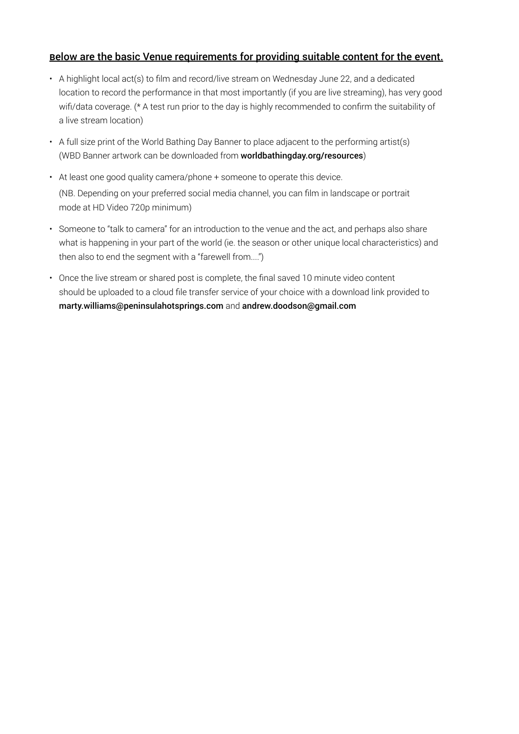## Below are the basic Venue requirements for providing suitable content for the event.

- A highlight local act(s) to film and record/live stream on Wednesday June 22, and a dedicated location to record the performance in that most importantly (if you are live streaming), has very good wifi/data coverage. (* A test run prior to the day is highly recommended to confirm the suitability of a live stream location)
- A full size print of the World Bathing Day Banner to place adjacent to the performing artist(s) (WBD Banner artwork can be downloaded from **worldbathingday.org/resources**)
- At least one good quality camera/phone + someone to operate this device.

  (NB. Depending on your preferred social media channel, you can film in landscape or portrait mode at HD Video 720p minimum)
- Someone to "talk to camera" for an introduction to the venue and the act, and perhaps also share what is happening in your part of the world (ie. the season or other unique local characteristics) and then also to end the segment with a "farewell from....")
- Once the live stream or shared post is complete, the final saved 10 minute video content should be uploaded to a cloud file transfer service of your choice with a download link provided to **marty.williams@peninsulahotsprings.com** and **andrew.doodson@gmail.com**